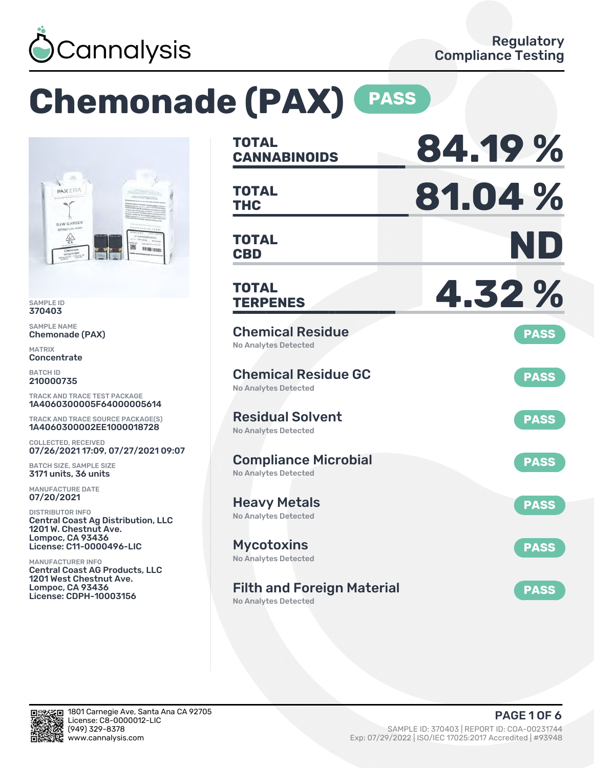Cannalysis

Regulatory Compliance Testing

# Chemonade (PAX) PASS

SAMPLE ID
370403

SAMPLE NAME
Chemonade (PAX)

MATRIX
Concentrate

BATCH ID
210000735

TRACK AND TRACE TEST PACKAGE
1A4060300005F64000005614

TRACK AND TRACE SOURCE PACKAGE(S)
1A4060300002EE1000018728

COLLECTED, RECEIVED
07/26/2021 17:09, 07/27/2021 09:07

BATCH SIZE, SAMPLE SIZE
3171 units, 36 units

MANUFACTURE DATE
07/20/2021

DISTRIBUTOR INFO
Central Coast Ag Distribution, LLC
1201 W. Chestnut Ave.
Lompoc, CA 93436
License: C11-0000496-LIC

MANUFACTURER INFO
Central Coast AG Products, LLC
1201 West Chestnut Ave.
Lompoc, CA 93436
License: CDPH-10003156

| | |
|---|---|
| **TOTAL CANNABINOIDS** | **84.19 %** |
| **TOTAL THC** | **81.04 %** |
| **TOTAL CBD** | **ND** |
| **TOTAL TERPENES** | **4.32 %** |

| Test | Result | Status |
|---|---|---|
| Chemical Residue | No Analytes Detected | PASS |
| Chemical Residue GC | No Analytes Detected | PASS |
| Residual Solvent | No Analytes Detected | PASS |
| Compliance Microbial | No Analytes Detected | PASS |
| Heavy Metals | No Analytes Detected | PASS |
| Mycotoxins | No Analytes Detected | PASS |
| Filth and Foreign Material | No Analytes Detected | PASS |

1801 Carnegie Ave, Santa Ana CA 92705
License: C8-0000012-LIC
(949) 329-8378
www.cannalysis.com

SAMPLE ID: 370403 | REPORT ID: COA-00231744
Exp: 07/29/2022 | ISO/IEC 17025:2017 Accredited | #93948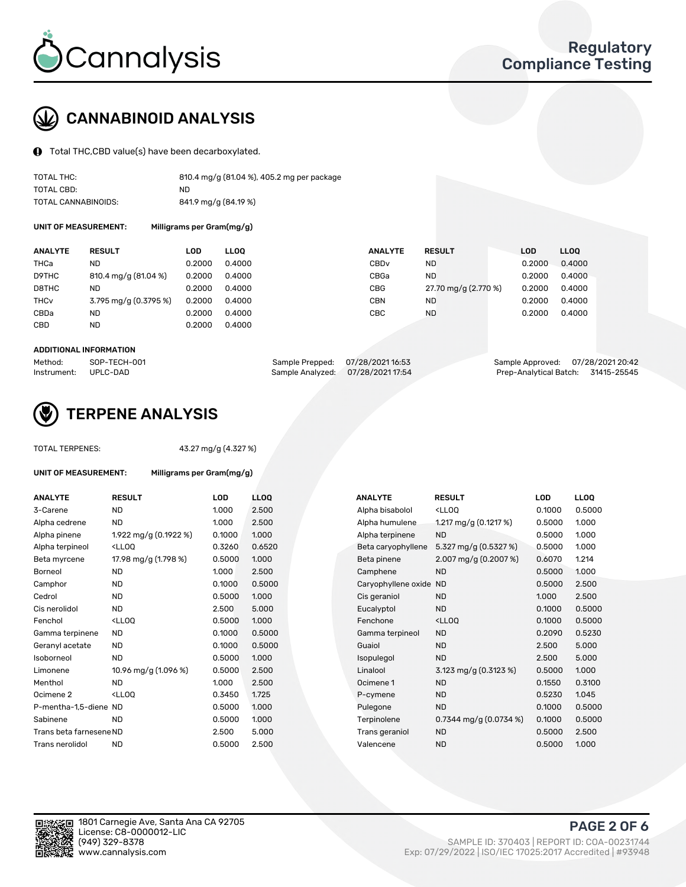# CANNABINOID ANALYSIS

Total THC,CBD value(s) have been decarboxylated.

| | |
|---|---|
| TOTAL THC: | 810.4 mg/g (81.04 %), 405.2 mg per package |
| TOTAL CBD: | ND |
| TOTAL CANNABINOIDS: | 841.9 mg/g (84.19 %) |

**UNIT OF MEASUREMENT:** Milligrams per Gram(mg/g)

| ANALYTE | RESULT | LOD | LLOQ |
|---|---|---|---|
| THCa | ND | 0.2000 | 0.4000 |
| D9THC | 810.4 mg/g (81.04 %) | 0.2000 | 0.4000 |
| D8THC | ND | 0.2000 | 0.4000 |
| THCv | 3.795 mg/g (0.3795 %) | 0.2000 | 0.4000 |
| CBDa | ND | 0.2000 | 0.4000 |
| CBD | ND | 0.2000 | 0.4000 |
| CBDv | ND | 0.2000 | 0.4000 |
| CBGa | ND | 0.2000 | 0.4000 |
| CBG | 27.70 mg/g (2.770 %) | 0.2000 | 0.4000 |
| CBN | ND | 0.2000 | 0.4000 |
| CBC | ND | 0.2000 | 0.4000 |

**ADDITIONAL INFORMATION**

| | | | | | |
|---|---|---|---|---|---|
| Method: | SOP-TECH-001 | Sample Prepped: | 07/28/2021 16:53 | Sample Approved: | 07/28/2021 20:42 |
| Instrument: | UPLC-DAD | Sample Analyzed: | 07/28/2021 17:54 | Prep-Analytical Batch: | 31415-25545 |

# TERPENE ANALYSIS

TOTAL TERPENES: 43.27 mg/g (4.327 %)

**UNIT OF MEASUREMENT:** Milligrams per Gram(mg/g)

| ANALYTE | RESULT | LOD | LLOQ |
|---|---|---|---|
| 3-Carene | ND | 1.000 | 2.500 |
| Alpha cedrene | ND | 1.000 | 2.500 |
| Alpha pinene | 1.922 mg/g (0.1922 %) | 0.1000 | 1.000 |
| Alpha terpineol | <LLOQ | 0.3260 | 0.6520 |
| Beta myrcene | 17.98 mg/g (1.798 %) | 0.5000 | 1.000 |
| Borneol | ND | 1.000 | 2.500 |
| Camphor | ND | 0.1000 | 0.5000 |
| Cedrol | ND | 0.5000 | 1.000 |
| Cis nerolidol | ND | 2.500 | 5.000 |
| Fenchol | <LLOQ | 0.5000 | 1.000 |
| Gamma terpinene | ND | 0.1000 | 0.5000 |
| Geranyl acetate | ND | 0.1000 | 0.5000 |
| Isoborneol | ND | 0.5000 | 1.000 |
| Limonene | 10.96 mg/g (1.096 %) | 0.5000 | 2.500 |
| Menthol | ND | 1.000 | 2.500 |
| Ocimene 2 | <LLOQ | 0.3450 | 1.725 |
| P-mentha-1,5-diene | ND | 0.5000 | 1.000 |
| Sabinene | ND | 0.5000 | 1.000 |
| Trans beta farnesene | ND | 2.500 | 5.000 |
| Trans nerolidol | ND | 0.5000 | 2.500 |
| Alpha bisabolol | <LLOQ | 0.1000 | 0.5000 |
| Alpha humulene | 1.217 mg/g (0.1217 %) | 0.5000 | 1.000 |
| Alpha terpinene | ND | 0.5000 | 1.000 |
| Beta caryophyllene | 5.327 mg/g (0.5327 %) | 0.5000 | 1.000 |
| Beta pinene | 2.007 mg/g (0.2007 %) | 0.6070 | 1.214 |
| Camphene | ND | 0.5000 | 1.000 |
| Caryophyllene oxide | ND | 0.5000 | 2.500 |
| Cis geraniol | ND | 1.000 | 2.500 |
| Eucalyptol | ND | 0.1000 | 0.5000 |
| Fenchone | <LLOQ | 0.1000 | 0.5000 |
| Gamma terpineol | ND | 0.2090 | 0.5230 |
| Guaiol | ND | 2.500 | 5.000 |
| Isopulegol | ND | 2.500 | 5.000 |
| Linalool | 3.123 mg/g (0.3123 %) | 0.5000 | 1.000 |
| Ocimene 1 | ND | 0.1550 | 0.3100 |
| P-cymene | ND | 0.5230 | 1.045 |
| Pulegone | ND | 0.1000 | 0.5000 |
| Terpinolene | 0.7344 mg/g (0.0734 %) | 0.1000 | 0.5000 |
| Trans geraniol | ND | 0.5000 | 2.500 |
| Valencene | ND | 0.5000 | 1.000 |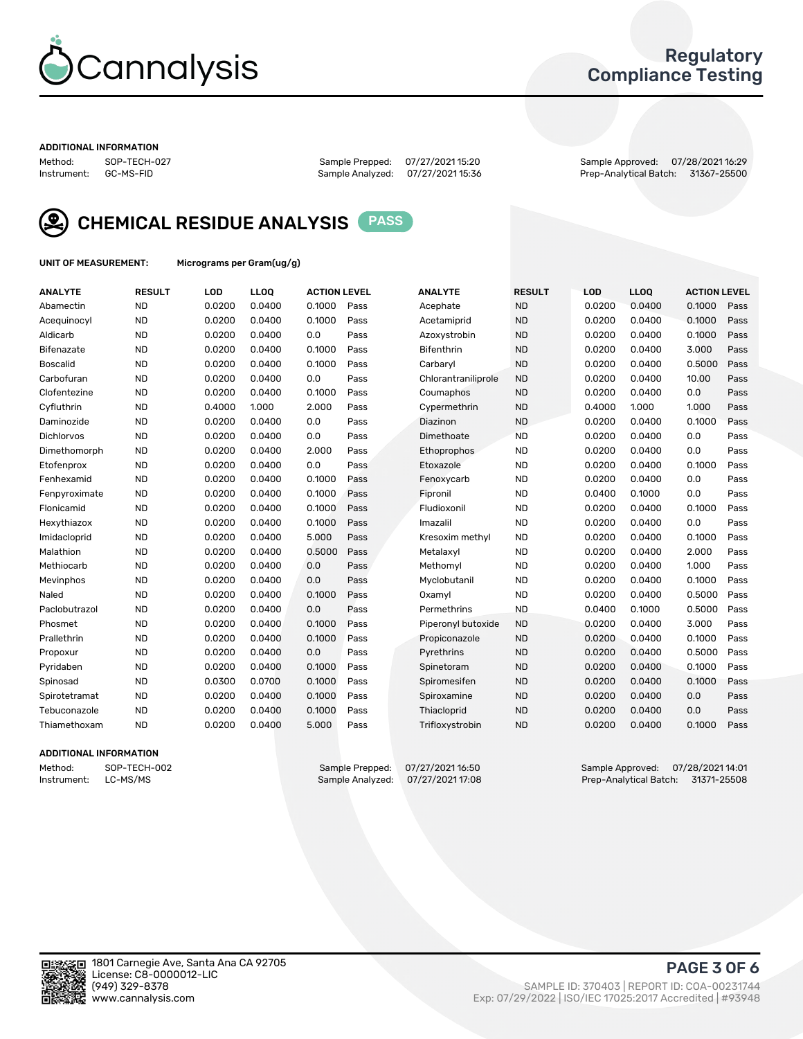# Regulatory Compliance Testing

### ADDITIONAL INFORMATION

Method: SOP-TECH-027
Instrument: GC-MS-FID

Sample Prepped: 07/27/2021 15:20
Sample Analyzed: 07/27/2021 15:36

Sample Approved: 07/28/2021 16:29
Prep-Analytical Batch: 31367-25500

## CHEMICAL RESIDUE ANALYSIS PASS

**UNIT OF MEASUREMENT:** Micrograms per Gram(ug/g)

| ANALYTE | RESULT | LOD | LLOQ | ACTION LEVEL | | ANALYTE | RESULT | LOD | LLOQ | ACTION LEVEL | |
|---|---|---|---|---|---|---|---|---|---|---|---|
| Abamectin | ND | 0.0200 | 0.0400 | 0.1000 | Pass | Acephate | ND | 0.0200 | 0.0400 | 0.1000 | Pass |
| Acequinocyl | ND | 0.0200 | 0.0400 | 0.1000 | Pass | Acetamiprid | ND | 0.0200 | 0.0400 | 0.1000 | Pass |
| Aldicarb | ND | 0.0200 | 0.0400 | 0.0 | Pass | Azoxystrobin | ND | 0.0200 | 0.0400 | 0.1000 | Pass |
| Bifenazate | ND | 0.0200 | 0.0400 | 0.1000 | Pass | Bifenthrin | ND | 0.0200 | 0.0400 | 3.000 | Pass |
| Boscalid | ND | 0.0200 | 0.0400 | 0.1000 | Pass | Carbaryl | ND | 0.0200 | 0.0400 | 0.5000 | Pass |
| Carbofuran | ND | 0.0200 | 0.0400 | 0.0 | Pass | Chlorantraniliprole | ND | 0.0200 | 0.0400 | 10.00 | Pass |
| Clofentezine | ND | 0.0200 | 0.0400 | 0.1000 | Pass | Coumaphos | ND | 0.0200 | 0.0400 | 0.0 | Pass |
| Cyfluthrin | ND | 0.4000 | 1.000 | 2.000 | Pass | Cypermethrin | ND | 0.4000 | 1.000 | 1.000 | Pass |
| Daminozide | ND | 0.0200 | 0.0400 | 0.0 | Pass | Diazinon | ND | 0.0200 | 0.0400 | 0.1000 | Pass |
| Dichlorvos | ND | 0.0200 | 0.0400 | 0.0 | Pass | Dimethoate | ND | 0.0200 | 0.0400 | 0.0 | Pass |
| Dimethomorph | ND | 0.0200 | 0.0400 | 2.000 | Pass | Ethoprophos | ND | 0.0200 | 0.0400 | 0.0 | Pass |
| Etofenprox | ND | 0.0200 | 0.0400 | 0.0 | Pass | Etoxazole | ND | 0.0200 | 0.0400 | 0.1000 | Pass |
| Fenhexamid | ND | 0.0200 | 0.0400 | 0.1000 | Pass | Fenoxycarb | ND | 0.0200 | 0.0400 | 0.0 | Pass |
| Fenpyroximate | ND | 0.0200 | 0.0400 | 0.1000 | Pass | Fipronil | ND | 0.0400 | 0.1000 | 0.0 | Pass |
| Flonicamid | ND | 0.0200 | 0.0400 | 0.1000 | Pass | Fludioxonil | ND | 0.0200 | 0.0400 | 0.1000 | Pass |
| Hexythiazox | ND | 0.0200 | 0.0400 | 0.1000 | Pass | Imazalil | ND | 0.0200 | 0.0400 | 0.0 | Pass |
| Imidacloprid | ND | 0.0200 | 0.0400 | 5.000 | Pass | Kresoxim methyl | ND | 0.0200 | 0.0400 | 0.1000 | Pass |
| Malathion | ND | 0.0200 | 0.0400 | 0.5000 | Pass | Metalaxyl | ND | 0.0200 | 0.0400 | 2.000 | Pass |
| Methiocarb | ND | 0.0200 | 0.0400 | 0.0 | Pass | Methomyl | ND | 0.0200 | 0.0400 | 1.000 | Pass |
| Mevinphos | ND | 0.0200 | 0.0400 | 0.0 | Pass | Myclobutanil | ND | 0.0200 | 0.0400 | 0.1000 | Pass |
| Naled | ND | 0.0200 | 0.0400 | 0.1000 | Pass | Oxamyl | ND | 0.0200 | 0.0400 | 0.5000 | Pass |
| Paclobutrazol | ND | 0.0200 | 0.0400 | 0.0 | Pass | Permethrins | ND | 0.0400 | 0.1000 | 0.5000 | Pass |
| Phosmet | ND | 0.0200 | 0.0400 | 0.1000 | Pass | Piperonyl butoxide | ND | 0.0200 | 0.0400 | 3.000 | Pass |
| Prallethrin | ND | 0.0200 | 0.0400 | 0.1000 | Pass | Propiconazole | ND | 0.0200 | 0.0400 | 0.1000 | Pass |
| Propoxur | ND | 0.0200 | 0.0400 | 0.0 | Pass | Pyrethrins | ND | 0.0200 | 0.0400 | 0.5000 | Pass |
| Pyridaben | ND | 0.0200 | 0.0400 | 0.1000 | Pass | Spinetoram | ND | 0.0200 | 0.0400 | 0.1000 | Pass |
| Spinosad | ND | 0.0300 | 0.0700 | 0.1000 | Pass | Spiromesifen | ND | 0.0200 | 0.0400 | 0.1000 | Pass |
| Spirotetramat | ND | 0.0200 | 0.0400 | 0.1000 | Pass | Spiroxamine | ND | 0.0200 | 0.0400 | 0.0 | Pass |
| Tebuconazole | ND | 0.0200 | 0.0400 | 0.1000 | Pass | Thiacloprid | ND | 0.0200 | 0.0400 | 0.0 | Pass |
| Thiamethoxam | ND | 0.0200 | 0.0400 | 5.000 | Pass | Trifloxystrobin | ND | 0.0200 | 0.0400 | 0.1000 | Pass |

### ADDITIONAL INFORMATION

Method: SOP-TECH-002
Instrument: LC-MS/MS

Sample Prepped: 07/27/2021 16:50
Sample Analyzed: 07/27/2021 17:08

Sample Approved: 07/28/2021 14:01
Prep-Analytical Batch: 31371-25508

1801 Carnegie Ave, Santa Ana CA 92705
License: C8-0000012-LIC
(949) 329-8378
www.cannalysis.com

SAMPLE ID: 370403 | REPORT ID: COA-00231744
Exp: 07/29/2022 | ISO/IEC 17025:2017 Accredited | #93948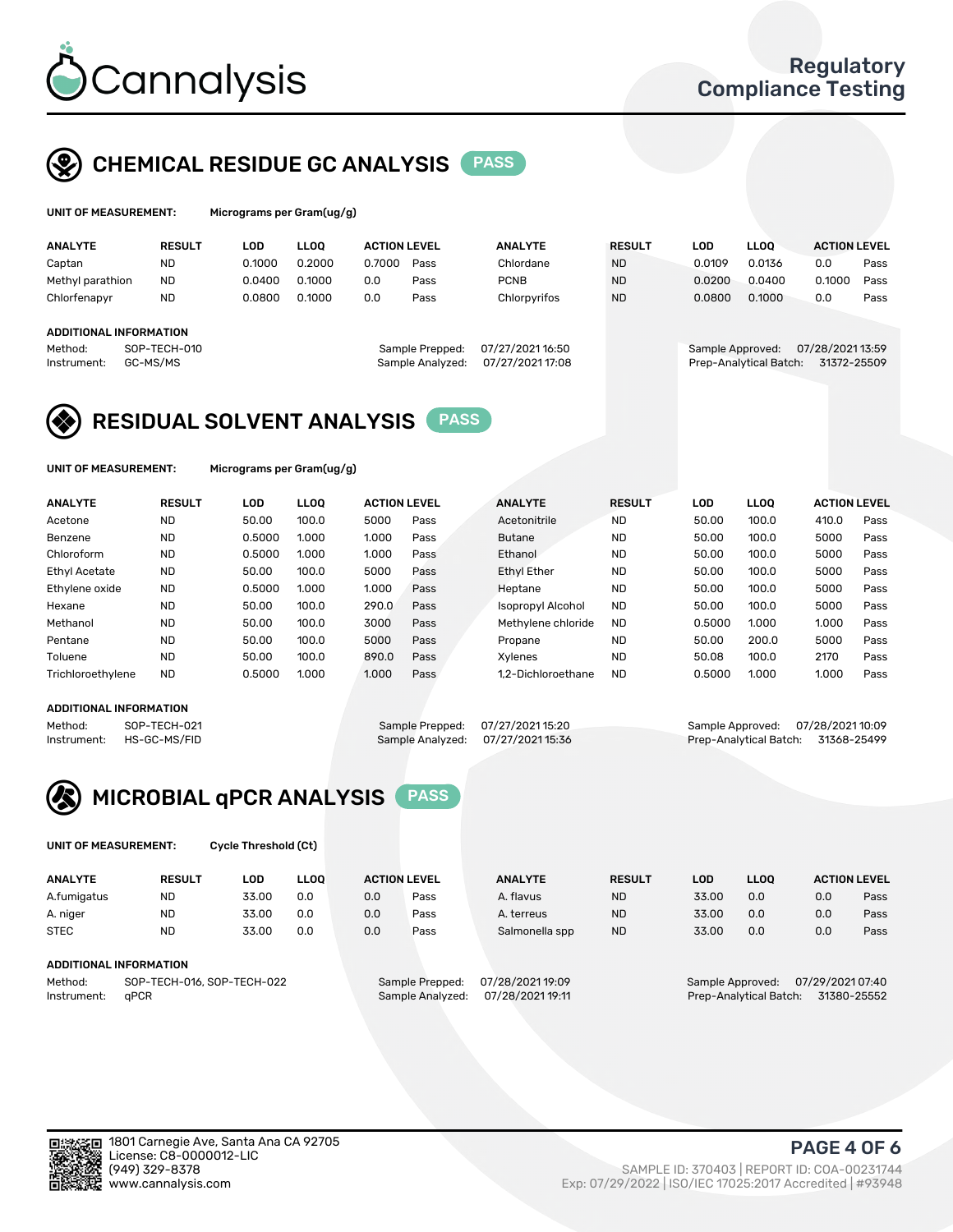# Cannalysis

Regulatory Compliance Testing

## CHEMICAL RESIDUE GC ANALYSIS PASS

**UNIT OF MEASUREMENT:** Micrograms per Gram(ug/g)

| ANALYTE | RESULT | LOD | LLOQ | ACTION LEVEL | | ANALYTE | RESULT | LOD | LLOQ | ACTION LEVEL | |
|---|---|---|---|---|---|---|---|---|---|---|---|
| Captan | ND | 0.1000 | 0.2000 | 0.7000 | Pass | Chlordane | ND | 0.0109 | 0.0136 | 0.0 | Pass |
| Methyl parathion | ND | 0.0400 | 0.1000 | 0.0 | Pass | PCNB | ND | 0.0200 | 0.0400 | 0.1000 | Pass |
| Chlorfenapyr | ND | 0.0800 | 0.1000 | 0.0 | Pass | Chlorpyrifos | ND | 0.0800 | 0.1000 | 0.0 | Pass |

**ADDITIONAL INFORMATION**

Method: SOP-TECH-010
Instrument: GC-MS/MS
Sample Prepped: 07/27/2021 16:50
Sample Analyzed: 07/27/2021 17:08
Sample Approved: 07/28/2021 13:59
Prep-Analytical Batch: 31372-25509

## RESIDUAL SOLVENT ANALYSIS PASS

**UNIT OF MEASUREMENT:** Micrograms per Gram(ug/g)

| ANALYTE | RESULT | LOD | LLOQ | ACTION LEVEL | | ANALYTE | RESULT | LOD | LLOQ | ACTION LEVEL | |
|---|---|---|---|---|---|---|---|---|---|---|---|
| Acetone | ND | 50.00 | 100.0 | 5000 | Pass | Acetonitrile | ND | 50.00 | 100.0 | 410.0 | Pass |
| Benzene | ND | 0.5000 | 1.000 | 1.000 | Pass | Butane | ND | 50.00 | 100.0 | 5000 | Pass |
| Chloroform | ND | 0.5000 | 1.000 | 1.000 | Pass | Ethanol | ND | 50.00 | 100.0 | 5000 | Pass |
| Ethyl Acetate | ND | 50.00 | 100.0 | 5000 | Pass | Ethyl Ether | ND | 50.00 | 100.0 | 5000 | Pass |
| Ethylene oxide | ND | 0.5000 | 1.000 | 1.000 | Pass | Heptane | ND | 50.00 | 100.0 | 5000 | Pass |
| Hexane | ND | 50.00 | 100.0 | 290.0 | Pass | Isopropyl Alcohol | ND | 50.00 | 100.0 | 5000 | Pass |
| Methanol | ND | 50.00 | 100.0 | 3000 | Pass | Methylene chloride | ND | 0.5000 | 1.000 | 1.000 | Pass |
| Pentane | ND | 50.00 | 100.0 | 5000 | Pass | Propane | ND | 50.00 | 200.0 | 5000 | Pass |
| Toluene | ND | 50.00 | 100.0 | 890.0 | Pass | Xylenes | ND | 50.08 | 100.0 | 2170 | Pass |
| Trichloroethylene | ND | 0.5000 | 1.000 | 1.000 | Pass | 1,2-Dichloroethane | ND | 0.5000 | 1.000 | 1.000 | Pass |

**ADDITIONAL INFORMATION**

Method: SOP-TECH-021
Instrument: HS-GC-MS/FID
Sample Prepped: 07/27/2021 15:20
Sample Analyzed: 07/27/2021 15:36
Sample Approved: 07/28/2021 10:09
Prep-Analytical Batch: 31368-25499

## MICROBIAL qPCR ANALYSIS PASS

**UNIT OF MEASUREMENT:** Cycle Threshold (Ct)

| ANALYTE | RESULT | LOD | LLOQ | ACTION LEVEL | | ANALYTE | RESULT | LOD | LLOQ | ACTION LEVEL | |
|---|---|---|---|---|---|---|---|---|---|---|---|
| A.fumigatus | ND | 33.00 | 0.0 | 0.0 | Pass | A. flavus | ND | 33.00 | 0.0 | 0.0 | Pass |
| A. niger | ND | 33.00 | 0.0 | 0.0 | Pass | A. terreus | ND | 33.00 | 0.0 | 0.0 | Pass |
| STEC | ND | 33.00 | 0.0 | 0.0 | Pass | Salmonella spp | ND | 33.00 | 0.0 | 0.0 | Pass |

**ADDITIONAL INFORMATION**

Method: SOP-TECH-016, SOP-TECH-022
Instrument: qPCR
Sample Prepped: 07/28/2021 19:09
Sample Analyzed: 07/28/2021 19:11
Sample Approved: 07/29/2021 07:40
Prep-Analytical Batch: 31380-25552

1801 Carnegie Ave, Santa Ana CA 92705
License: C8-0000012-LIC
(949) 329-8378
www.cannalysis.com

SAMPLE ID: 370403 | REPORT ID: COA-00231744
Exp: 07/29/2022 | ISO/IEC 17025:2017 Accredited | #93948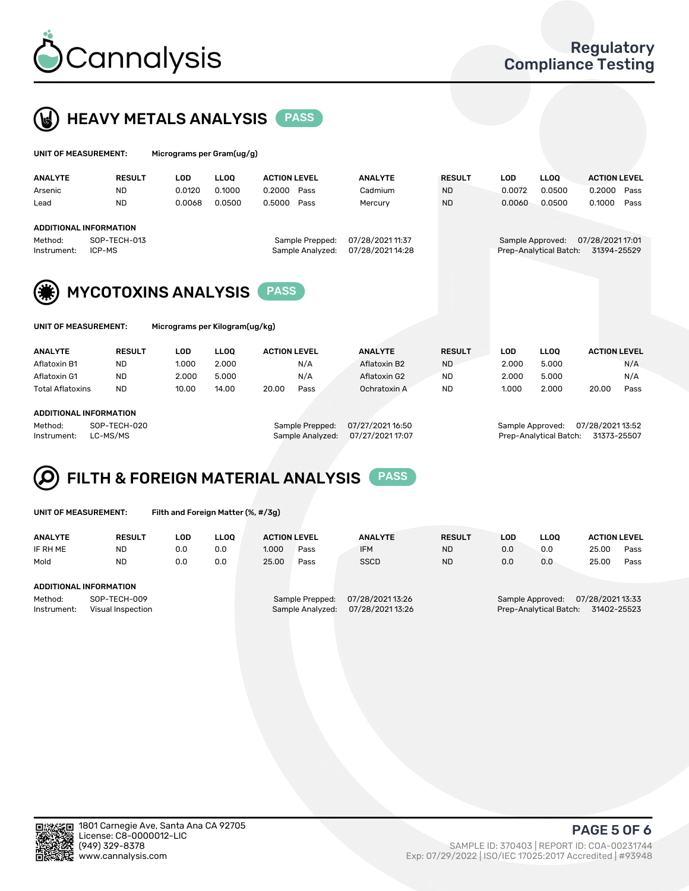Cannalysis

Regulatory Compliance Testing

## HEAVY METALS ANALYSIS PASS

**UNIT OF MEASUREMENT:** Micrograms per Gram(ug/g)

| ANALYTE | RESULT | LOD | LLOQ | ACTION LEVEL | | ANALYTE | RESULT | LOD | LLOQ | ACTION LEVEL | |
|---|---|---|---|---|---|---|---|---|---|---|---|
| Arsenic | ND | 0.0120 | 0.1000 | 0.2000 | Pass | Cadmium | ND | 0.0072 | 0.0500 | 0.2000 | Pass |
| Lead | ND | 0.0068 | 0.0500 | 0.5000 | Pass | Mercury | ND | 0.0060 | 0.0500 | 0.1000 | Pass |

**ADDITIONAL INFORMATION**

Method: SOP-TECH-013
Instrument: ICP-MS
Sample Prepped: 07/28/2021 11:37
Sample Analyzed: 07/28/2021 14:28
Sample Approved: 07/28/2021 17:01
Prep-Analytical Batch: 31394-25529

## MYCOTOXINS ANALYSIS PASS

**UNIT OF MEASUREMENT:** Micrograms per Kilogram(ug/kg)

| ANALYTE | RESULT | LOD | LLOQ | ACTION LEVEL | | ANALYTE | RESULT | LOD | LLOQ | ACTION LEVEL | |
|---|---|---|---|---|---|---|---|---|---|---|---|
| Aflatoxin B1 | ND | 1.000 | 2.000 | | N/A | Aflatoxin B2 | ND | 2.000 | 5.000 | | N/A |
| Aflatoxin G1 | ND | 2.000 | 5.000 | | N/A | Aflatoxin G2 | ND | 2.000 | 5.000 | | N/A |
| Total Aflatoxins | ND | 10.00 | 14.00 | 20.00 | Pass | Ochratoxin A | ND | 1.000 | 2.000 | 20.00 | Pass |

**ADDITIONAL INFORMATION**

Method: SOP-TECH-020
Instrument: LC-MS/MS
Sample Prepped: 07/27/2021 16:50
Sample Analyzed: 07/27/2021 17:07
Sample Approved: 07/28/2021 13:52
Prep-Analytical Batch: 31373-25507

## FILTH & FOREIGN MATERIAL ANALYSIS PASS

**UNIT OF MEASUREMENT:** Filth and Foreign Matter (%, #/3g)

| ANALYTE | RESULT | LOD | LLOQ | ACTION LEVEL | | ANALYTE | RESULT | LOD | LLOQ | ACTION LEVEL | |
|---|---|---|---|---|---|---|---|---|---|---|---|
| IF RH ME | ND | 0.0 | 0.0 | 1.000 | Pass | IFM | ND | 0.0 | 0.0 | 25.00 | Pass |
| Mold | ND | 0.0 | 0.0 | 25.00 | Pass | SSCD | ND | 0.0 | 0.0 | 25.00 | Pass |

**ADDITIONAL INFORMATION**

Method: SOP-TECH-009
Instrument: Visual Inspection
Sample Prepped: 07/28/2021 13:26
Sample Analyzed: 07/28/2021 13:26
Sample Approved: 07/28/2021 13:33
Prep-Analytical Batch: 31402-25523

1801 Carnegie Ave, Santa Ana CA 92705
License: C8-0000012-LIC
(949) 329-8378
www.cannalysis.com

SAMPLE ID: 370403 | REPORT ID: COA-00231744
Exp: 07/29/2022 | ISO/IEC 17025:2017 Accredited | #93948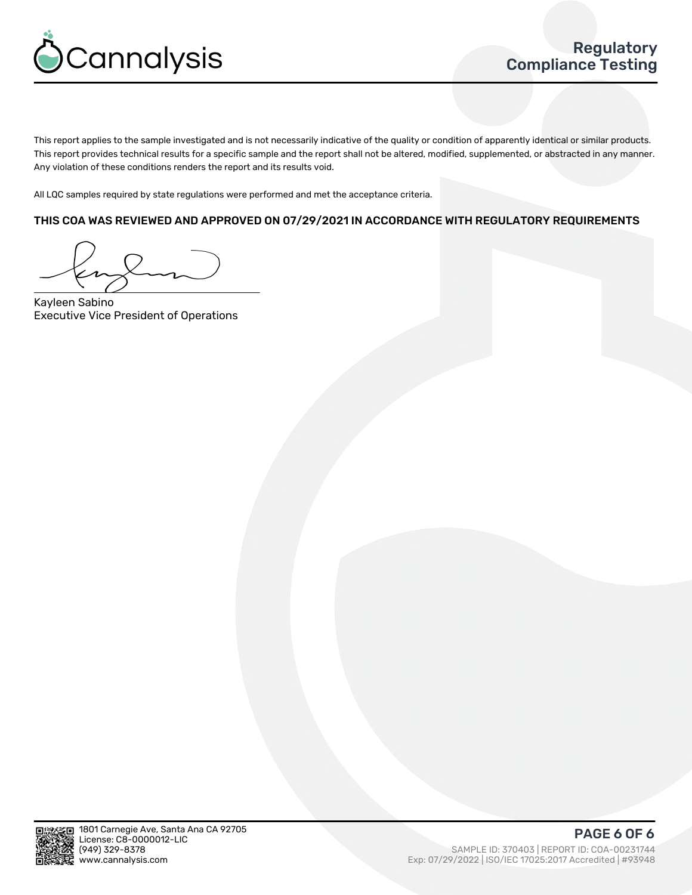This report applies to the sample investigated and is not necessarily indicative of the quality or condition of apparently identical or similar products. This report provides technical results for a specific sample and the report shall not be altered, modified, supplemented, or abstracted in any manner. Any violation of these conditions renders the report and its results void.

All LQC samples required by state regulations were performed and met the acceptance criteria.

**THIS COA WAS REVIEWED AND APPROVED ON 07/29/2021 IN ACCORDANCE WITH REGULATORY REQUIREMENTS**

Kayleen Sabino
Executive Vice President of Operations

1801 Carnegie Ave, Santa Ana CA 92705
License: C8-0000012-LIC
(949) 329-8378
www.cannalysis.com

SAMPLE ID: 370403 | REPORT ID: COA-00231744
Exp: 07/29/2022 | ISO/IEC 17025:2017 Accredited | #93948